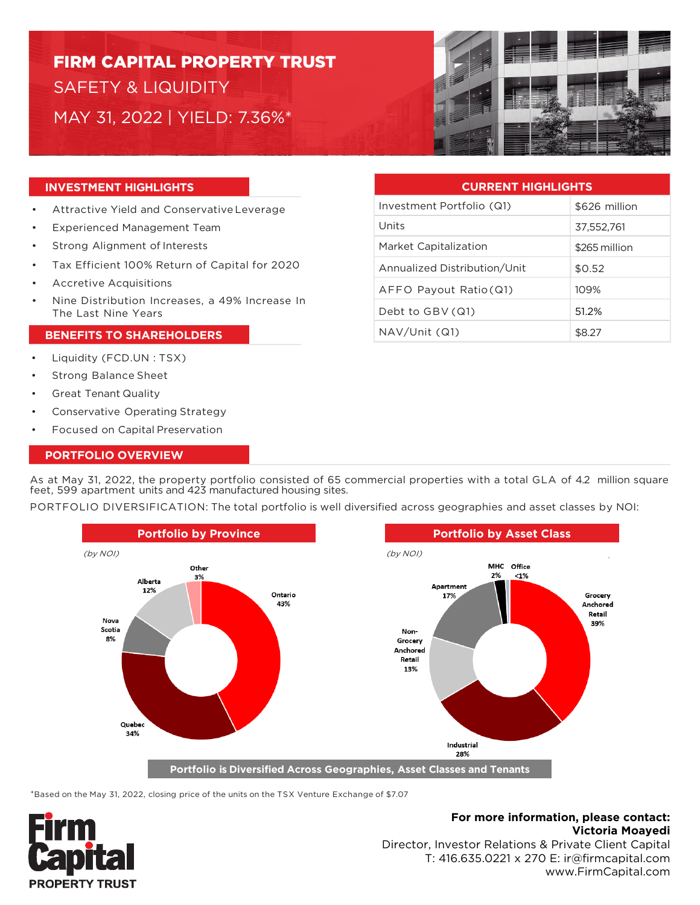# FIRM CAPITAL PROPERTY TRUST

## SAFETY & LIQUIDITY

## MAY 31, 2022 | YIELD: 7.36%*

### INVESTMENT HIGHLIGHTS

- Attractive Yield and Conservative Leverage
- Experienced Management Team
- Strong Alignment of Interests
- Tax Efficient 100% Return of Capital for 2020
- Accretive Acquisitions
- Nine Distribution Increases, a 49% Increase In The Last Nine Years

### CURRENT HIGHLIGHTS

| CURRENT HIGHLIGHTS | |
|---|---|
| Investment Portfolio (Q1) | $626 million |
| Units | 37,552,761 |
| Market Capitalization | $265 million |
| Annualized Distribution/Unit | $0.52 |
| AFFO Payout Ratio (Q1) | 109% |
| Debt to GBV (Q1) | 51.2% |
| NAV/Unit (Q1) | $8.27 |

### BENEFITS TO SHAREHOLDERS

- Liquidity (FCD.UN : TSX)
- Strong Balance Sheet
- Great Tenant Quality
- Conservative Operating Strategy
- Focused on Capital Preservation

### PORTFOLIO OVERVIEW

As at May 31, 2022, the property portfolio consisted of 65 commercial properties with a total GLA of 4.2 million square feet, 599 apartment units and 423 manufactured housing sites.

PORTFOLIO DIVERSIFICATION: The total portfolio is well diversified across geographies and asset classes by NOI:

**Portfolio by Province**

*(by NOI)*

| Province | % |
|---|---|
| Ontario | 43% |
| Quebec | 34% |
| Nova Scotia | 8% |
| Alberta | 12% |
| Other | 3% |

**Portfolio by Asset Class**

*(by NOI)*

| Asset Class | % |
|---|---|
| Grocery Anchored Retail | 39% |
| Industrial | 28% |
| Non-Grocery Anchored Retail | 13% |
| Apartment | 17% |
| MHC | 2% |
| Office | <1% |

**Portfolio is Diversified Across Geographies, Asset Classes and Tenants**

*Based on the May 31, 2022, closing price of the units on the TSX Venture Exchange of $7.07

Firm Capital PROPERTY TRUST

**For more information, please contact:**
**Victoria Moayedi**
Director, Investor Relations & Private Client Capital
T: 416.635.0221 x 270 E: ir@firmcapital.com
www.FirmCapital.com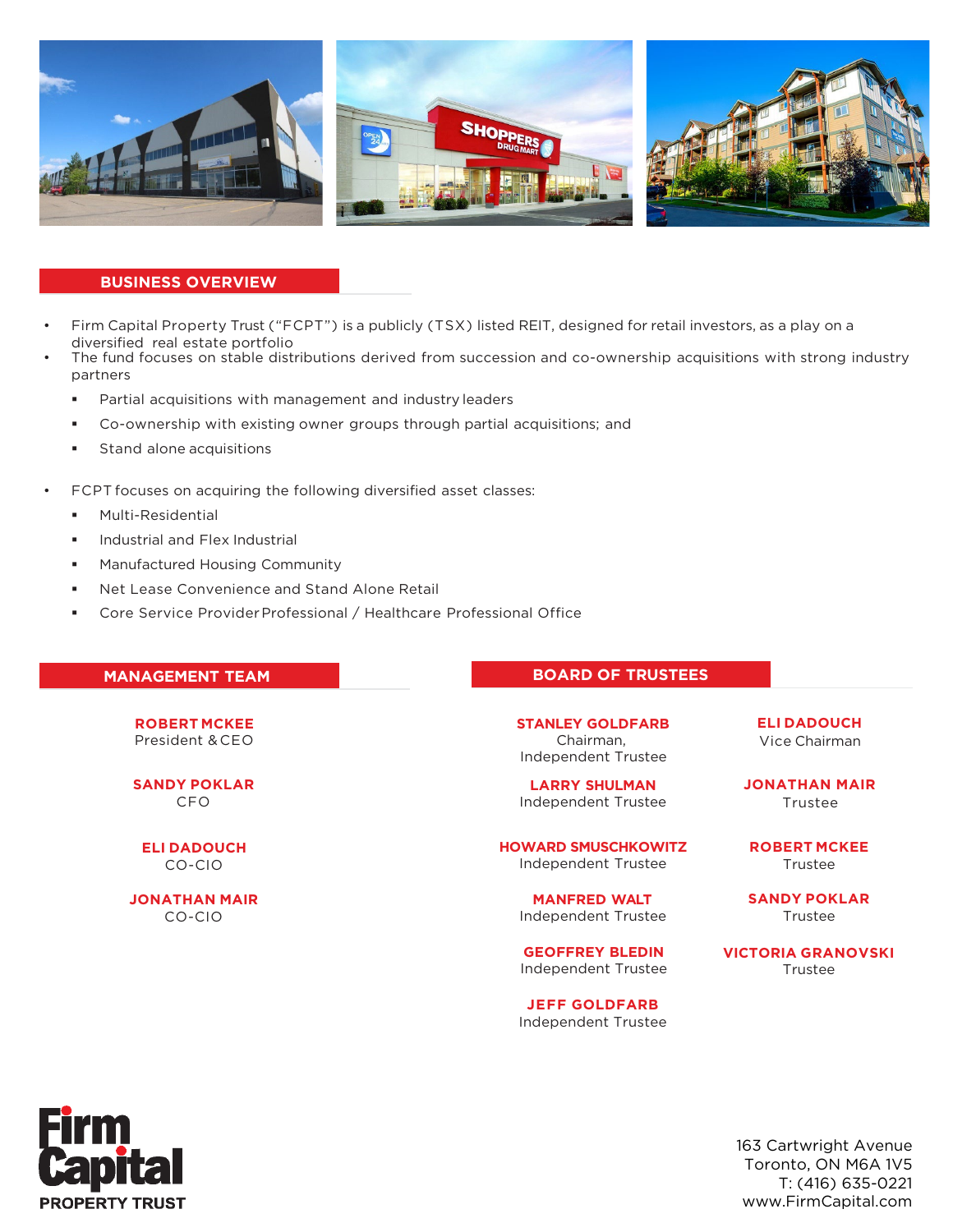## BUSINESS OVERVIEW

- Firm Capital Property Trust ("FCPT") is a publicly (TSX) listed REIT, designed for retail investors, as a play on a diversified real estate portfolio
- The fund focuses on stable distributions derived from succession and co-ownership acquisitions with strong industry partners
  - Partial acquisitions with management and industry leaders
  - Co-ownership with existing owner groups through partial acquisitions; and
  - Stand alone acquisitions
- FCPT focuses on acquiring the following diversified asset classes:
  - Multi-Residential
  - Industrial and Flex Industrial
  - Manufactured Housing Community
  - Net Lease Convenience and Stand Alone Retail
  - Core Service Provider Professional / Healthcare Professional Office

## MANAGEMENT TEAM

**ROBERT MCKEE**
President & CEO

**SANDY POKLAR**
CFO

**ELI DADOUCH**
CO-CIO

**JONATHAN MAIR**
CO-CIO

## BOARD OF TRUSTEES

**STANLEY GOLDFARB**
Chairman,
Independent Trustee

**LARRY SHULMAN**
Independent Trustee

**HOWARD SMUSCHKOWITZ**
Independent Trustee

**MANFRED WALT**
Independent Trustee

**GEOFFREY BLEDIN**
Independent Trustee

**JEFF GOLDFARB**
Independent Trustee

**ELI DADOUCH**
Vice Chairman

**JONATHAN MAIR**
Trustee

**ROBERT MCKEE**
Trustee

**SANDY POKLAR**
Trustee

**VICTORIA GRANOVSKI**
Trustee

Firm Capital
PROPERTY TRUST

163 Cartwright Avenue
Toronto, ON M6A 1V5
T: (416) 635-0221
www.FirmCapital.com